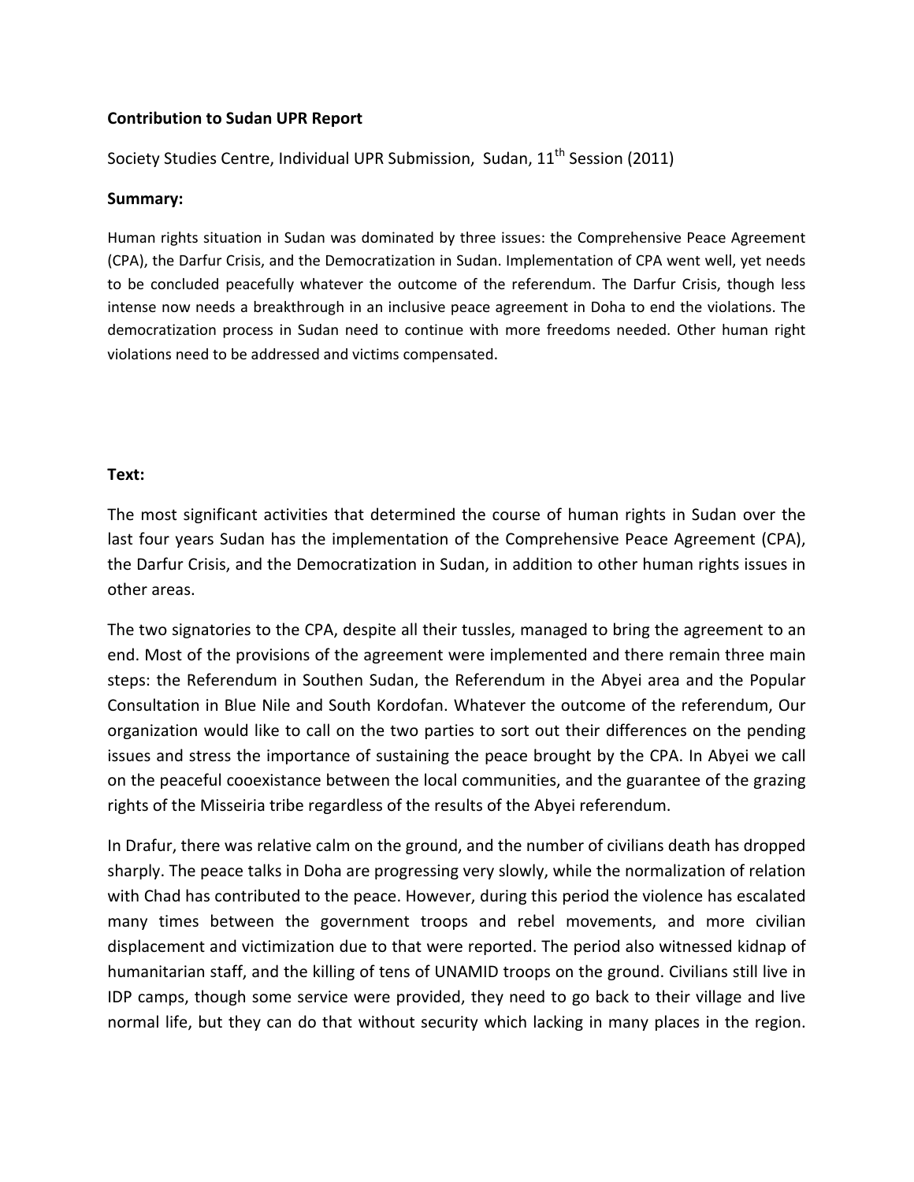**Contribution to Sudan UPR Report**

Society Studies Centre, Individual UPR Submission, Sudan, 11th Session (2011)

**Summary:**

Human rights situation in Sudan was dominated by three issues: the Comprehensive Peace Agreement (CPA), the Darfur Crisis, and the Democratization in Sudan. Implementation of CPA went well, yet needs to be concluded peacefully whatever the outcome of the referendum. The Darfur Crisis, though less intense now needs a breakthrough in an inclusive peace agreement in Doha to end the violations. The democratization process in Sudan need to continue with more freedoms needed. Other human right violations need to be addressed and victims compensated.

**Text:**

The most significant activities that determined the course of human rights in Sudan over the last four years Sudan has the implementation of the Comprehensive Peace Agreement (CPA), the Darfur Crisis, and the Democratization in Sudan, in addition to other human rights issues in other areas.

The two signatories to the CPA, despite all their tussles, managed to bring the agreement to an end. Most of the provisions of the agreement were implemented and there remain three main steps: the Referendum in Southen Sudan, the Referendum in the Abyei area and the Popular Consultation in Blue Nile and South Kordofan. Whatever the outcome of the referendum, Our organization would like to call on the two parties to sort out their differences on the pending issues and stress the importance of sustaining the peace brought by the CPA. In Abyei we call on the peaceful cooexistance between the local communities, and the guarantee of the grazing rights of the Misseiria tribe regardless of the results of the Abyei referendum.

In Drafur, there was relative calm on the ground, and the number of civilians death has dropped sharply. The peace talks in Doha are progressing very slowly, while the normalization of relation with Chad has contributed to the peace. However, during this period the violence has escalated many times between the government troops and rebel movements, and more civilian displacement and victimization due to that were reported. The period also witnessed kidnap of humanitarian staff, and the killing of tens of UNAMID troops on the ground. Civilians still live in IDP camps, though some service were provided, they need to go back to their village and live normal life, but they can do that without security which lacking in many places in the region.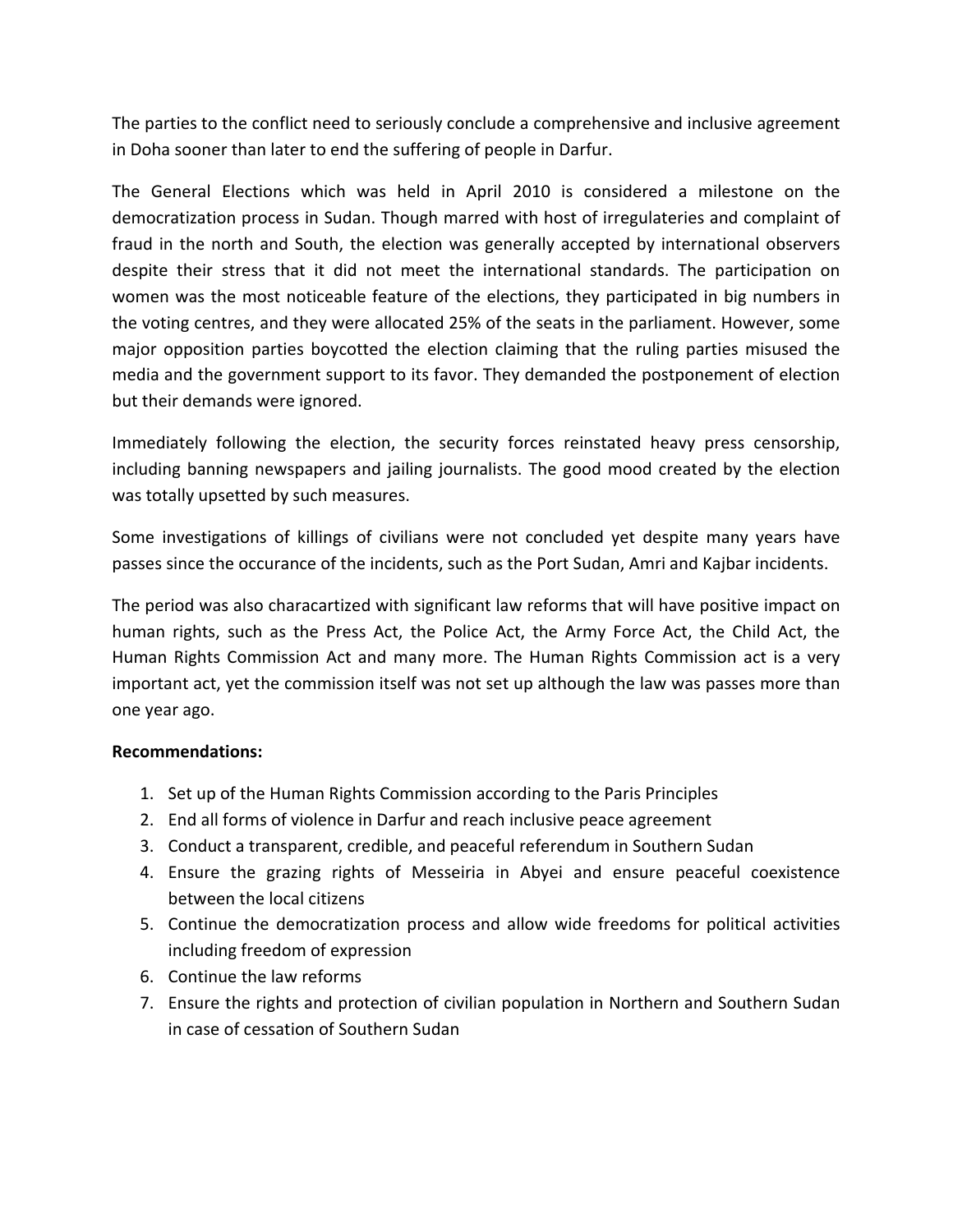The parties to the conflict need to seriously conclude a comprehensive and inclusive agreement in Doha sooner than later to end the suffering of people in Darfur.

The General Elections which was held in April 2010 is considered a milestone on the democratization process in Sudan. Though marred with host of irregulateries and complaint of fraud in the north and South, the election was generally accepted by international observers despite their stress that it did not meet the international standards. The participation on women was the most noticeable feature of the elections, they participated in big numbers in the voting centres, and they were allocated 25% of the seats in the parliament. However, some major opposition parties boycotted the election claiming that the ruling parties misused the media and the government support to its favor. They demanded the postponement of election but their demands were ignored.

Immediately following the election, the security forces reinstated heavy press censorship, including banning newspapers and jailing journalists. The good mood created by the election was totally upsetted by such measures.

Some investigations of killings of civilians were not concluded yet despite many years have passes since the occurance of the incidents, such as the Port Sudan, Amri and Kajbar incidents.

The period was also characartized with significant law reforms that will have positive impact on human rights, such as the Press Act, the Police Act, the Army Force Act, the Child Act, the Human Rights Commission Act and many more. The Human Rights Commission act is a very important act, yet the commission itself was not set up although the law was passes more than one year ago.

**Recommendations:**

1. Set up of the Human Rights Commission according to the Paris Principles
2. End all forms of violence in Darfur and reach inclusive peace agreement
3. Conduct a transparent, credible, and peaceful referendum in Southern Sudan
4. Ensure the grazing rights of Messeiria in Abyei and ensure peaceful coexistence between the local citizens
5. Continue the democratization process and allow wide freedoms for political activities including freedom of expression
6. Continue the law reforms
7. Ensure the rights and protection of civilian population in Northern and Southern Sudan in case of cessation of Southern Sudan